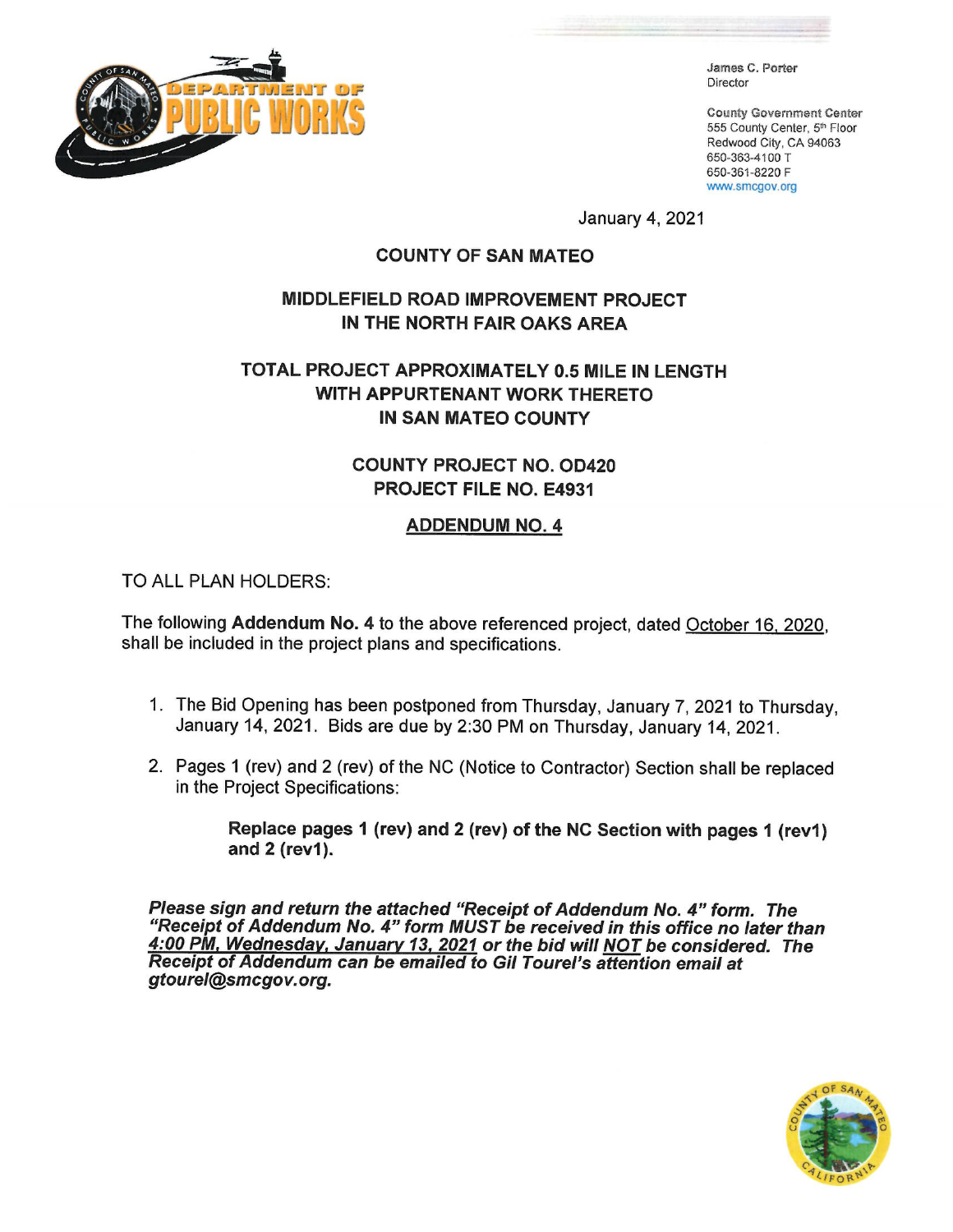DEPARTMENT OF PUBLIC WORKS

James C. Porter
Director

County Government Center
555 County Center, 5th Floor
Redwood City, CA 94063
650-363-4100 T
650-361-8220 F
www.smcgov.org

January 4, 2021

**COUNTY OF SAN MATEO**

**MIDDLEFIELD ROAD IMPROVEMENT PROJECT IN THE NORTH FAIR OAKS AREA**

**TOTAL PROJECT APPROXIMATELY 0.5 MILE IN LENGTH WITH APPURTENANT WORK THERETO IN SAN MATEO COUNTY**

**COUNTY PROJECT NO. OD420**
**PROJECT FILE NO. E4931**

**ADDENDUM NO. 4**

TO ALL PLAN HOLDERS:

The following **Addendum No. 4** to the above referenced project, dated October 16, 2020, shall be included in the project plans and specifications.

1. The Bid Opening has been postponed from Thursday, January 7, 2021 to Thursday, January 14, 2021. Bids are due by 2:30 PM on Thursday, January 14, 2021.

2. Pages 1 (rev) and 2 (rev) of the NC (Notice to Contractor) Section shall be replaced in the Project Specifications:

    **Replace pages 1 (rev) and 2 (rev) of the NC Section with pages 1 (rev1) and 2 (rev1).**

***Please sign and return the attached "Receipt of Addendum No. 4" form. The "Receipt of Addendum No. 4" form MUST be received in this office no later than 4:00 PM, Wednesday, January 13, 2021 or the bid will NOT be considered. The Receipt of Addendum can be emailed to Gil Tourel's attention email at gtourel@smcgov.org.***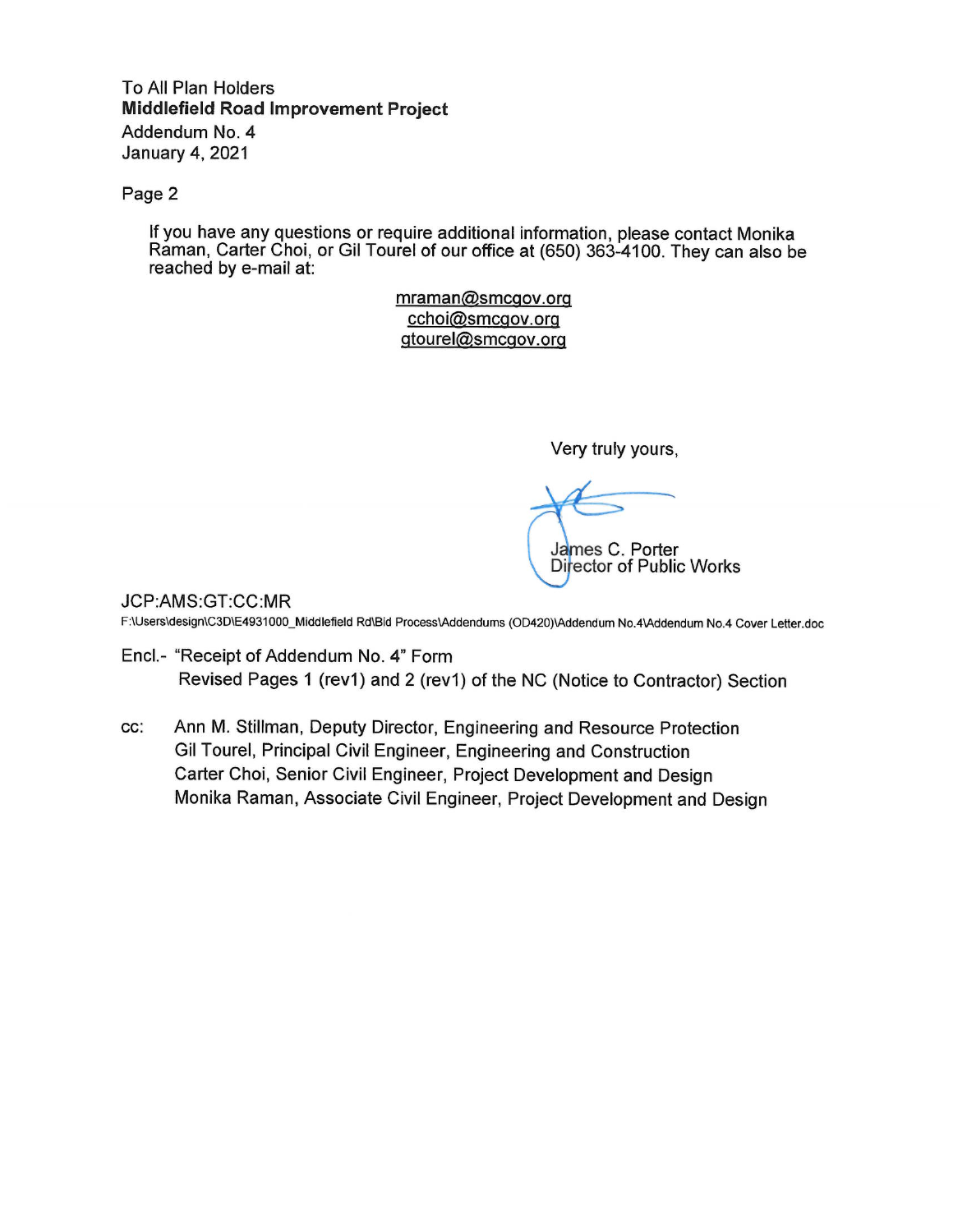To All Plan Holders
**Middlefield Road Improvement Project**
Addendum No. 4
January 4, 2021

If you have any questions or require additional information, please contact Monika Raman, Carter Choi, or Gil Tourel of our office at (650) 363-4100. They can also be reached by e-mail at:

mraman@smcgov.org
cchoi@smcgov.org
gtourel@smcgov.org

Very truly yours,

James C. Porter
Director of Public Works

JCP:AMS:GT:CC:MR
F:\Users\design\C3D\E4931000_Middlefield Rd\Bid Process\Addendums (OD420)\Addendum No.4\Addendum No.4 Cover Letter.doc

Encl.- "Receipt of Addendum No. 4" Form
Revised Pages 1 (rev1) and 2 (rev1) of the NC (Notice to Contractor) Section

cc: Ann M. Stillman, Deputy Director, Engineering and Resource Protection
Gil Tourel, Principal Civil Engineer, Engineering and Construction
Carter Choi, Senior Civil Engineer, Project Development and Design
Monika Raman, Associate Civil Engineer, Project Development and Design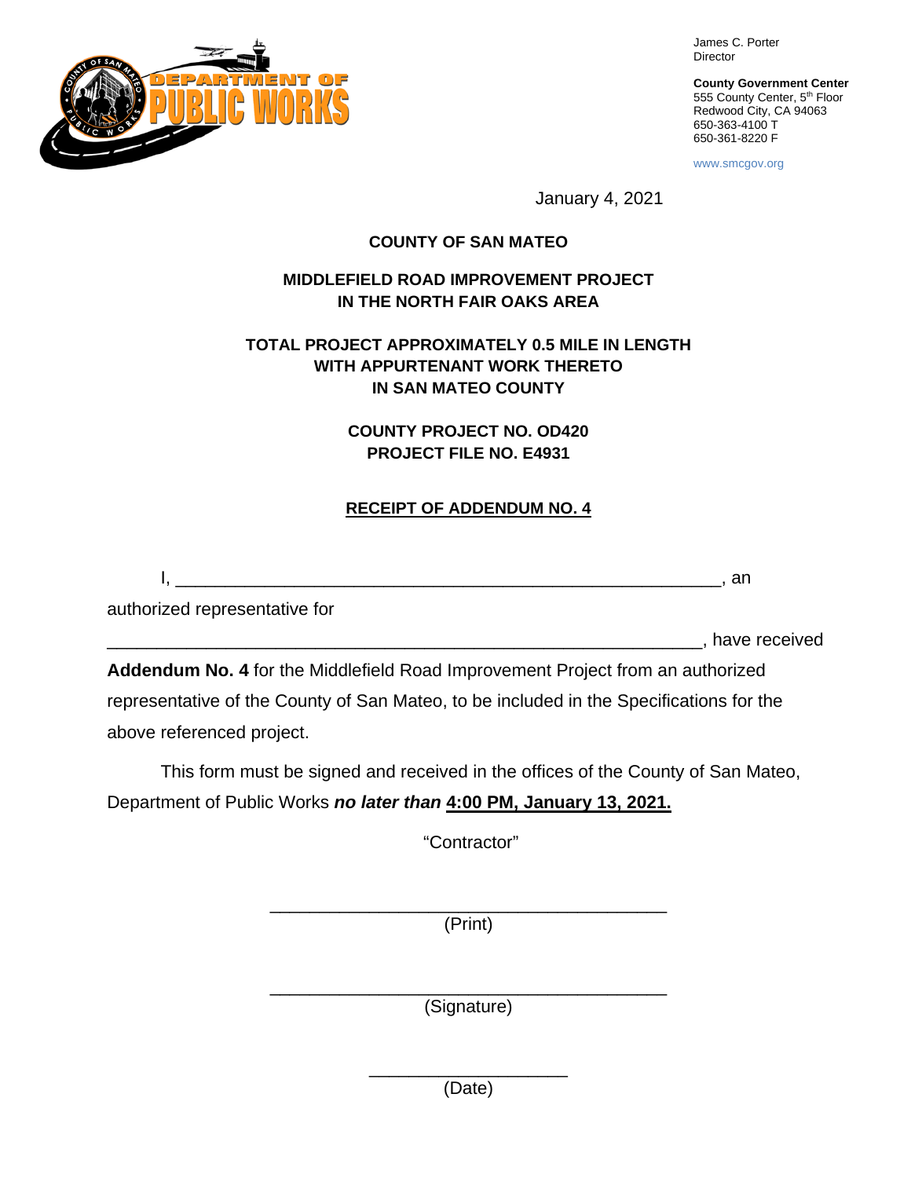James C. Porter
Director

**County Government Center**
555 County Center, 5th Floor
Redwood City, CA 94063
650-363-4100 T
650-361-8220 F

www.smcgov.org

January 4, 2021

**COUNTY OF SAN MATEO**

**MIDDLEFIELD ROAD IMPROVEMENT PROJECT**
**IN THE NORTH FAIR OAKS AREA**

**TOTAL PROJECT APPROXIMATELY 0.5 MILE IN LENGTH**
**WITH APPURTENANT WORK THERETO**
**IN SAN MATEO COUNTY**

**COUNTY PROJECT NO. OD420**
**PROJECT FILE NO. E4931**

**<u>RECEIPT OF ADDENDUM NO. 4</u>**

I, ________________________________________________________, an authorized representative for ____________________________________________________________, have received **Addendum No. 4** for the Middlefield Road Improvement Project from an authorized representative of the County of San Mateo, to be included in the Specifications for the above referenced project.

This form must be signed and received in the offices of the County of San Mateo, Department of Public Works ***no later than*** **<u>4:00 PM, January 13, 2021.</u>**

"Contractor"

________________________________________
(Print)

________________________________________
(Signature)

____________________
(Date)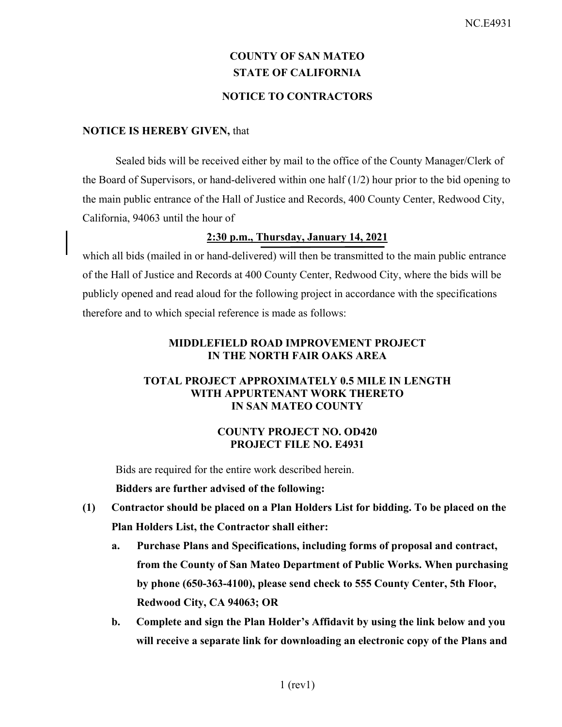# COUNTY OF SAN MATEO
# STATE OF CALIFORNIA

## NOTICE TO CONTRACTORS

**NOTICE IS HEREBY GIVEN,** that

Sealed bids will be received either by mail to the office of the County Manager/Clerk of the Board of Supervisors, or hand-delivered within one half (1/2) hour prior to the bid opening to the main public entrance of the Hall of Justice and Records, 400 County Center, Redwood City, California, 94063 until the hour of

**2:30 p.m., Thursday, January 14, 2021**

which all bids (mailed in or hand-delivered) will then be transmitted to the main public entrance of the Hall of Justice and Records at 400 County Center, Redwood City, where the bids will be publicly opened and read aloud for the following project in accordance with the specifications therefore and to which special reference is made as follows:

### MIDDLEFIELD ROAD IMPROVEMENT PROJECT IN THE NORTH FAIR OAKS AREA

### TOTAL PROJECT APPROXIMATELY 0.5 MILE IN LENGTH WITH APPURTENANT WORK THERETO IN SAN MATEO COUNTY

### COUNTY PROJECT NO. OD420 PROJECT FILE NO. E4931

Bids are required for the entire work described herein.

**Bidders are further advised of the following:**

**(1) Contractor should be placed on a Plan Holders List for bidding. To be placed on the Plan Holders List, the Contractor shall either:**

**a. Purchase Plans and Specifications, including forms of proposal and contract, from the County of San Mateo Department of Public Works. When purchasing by phone (650-363-4100), please send check to 555 County Center, 5th Floor, Redwood City, CA 94063; OR**

**b. Complete and sign the Plan Holder's Affidavit by using the link below and you will receive a separate link for downloading an electronic copy of the Plans and**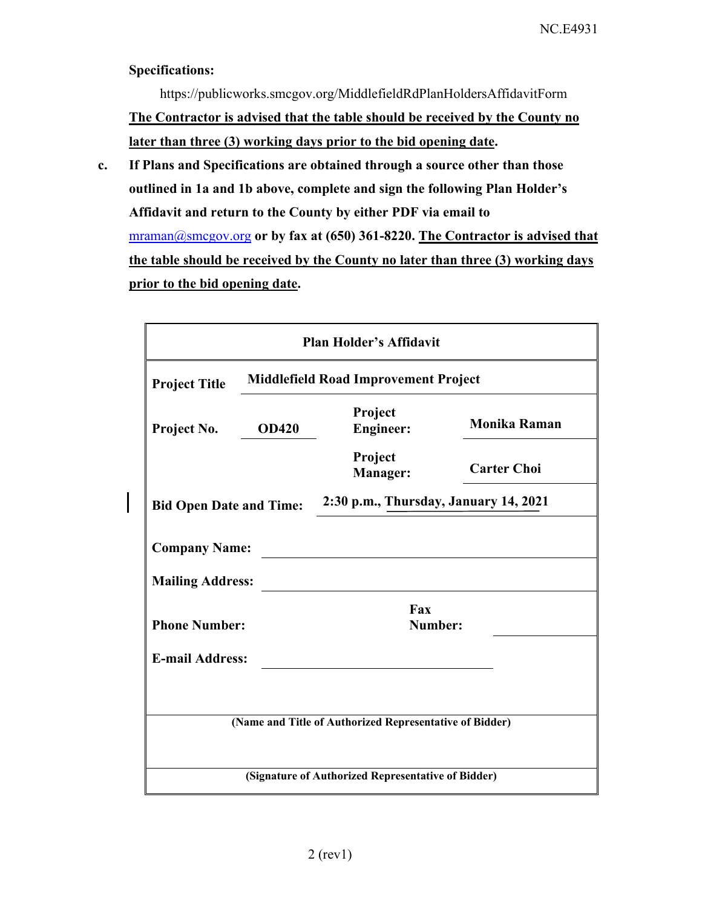**Specifications:**

https://publicworks.smcgov.org/MiddlefieldRdPlanHoldersAffidavitForm

**The Contractor is advised that the table should be received by the County no later than three (3) working days prior to the bid opening date.**

c. **If Plans and Specifications are obtained through a source other than those outlined in 1a and 1b above, complete and sign the following Plan Holder's Affidavit and return to the County by either PDF via email to mraman@smcgov.org or by fax at (650) 361-8220. The Contractor is advised that the table should be received by the County no later than three (3) working days prior to the bid opening date.**

| | | | |
|---|---|---|---|
| **Plan Holder's Affidavit** | | | |
| **Project Title** | **Middlefield Road Improvement Project** | | |
| **Project No.** | **OD420** | **Project Engineer:** | **Monika Raman** |
| | | **Project Manager:** | **Carter Choi** |
| **Bid Open Date and Time:** | **2:30 p.m., Thursday, January 14, 2021** | | |
| **Company Name:** | | | |
| **Mailing Address:** | | | |
| **Phone Number:** | | **Fax Number:** | |
| **E-mail Address:** | | | |
| **(Name and Title of Authorized Representative of Bidder)** | | | |
| **(Signature of Authorized Representative of Bidder)** | | | |